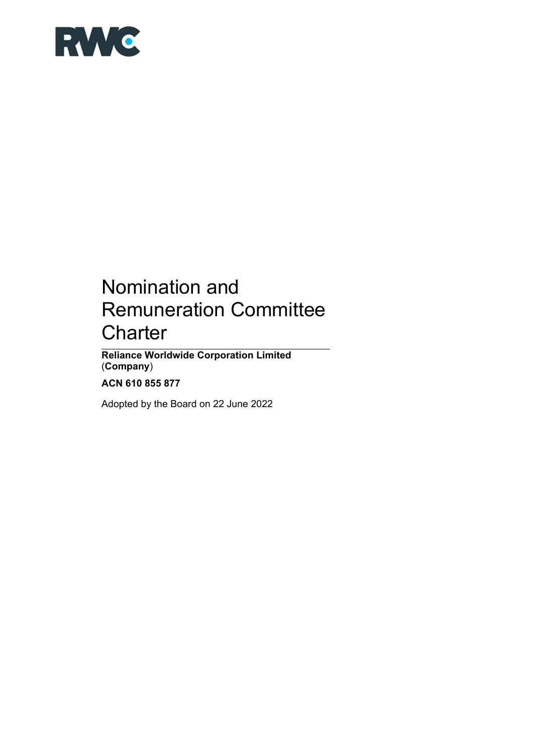# Nomination and Remuneration Committee Charter

**Reliance Worldwide Corporation Limited** (**Company**)

**ACN 610 855 877**

Adopted by the Board on 22 June 2022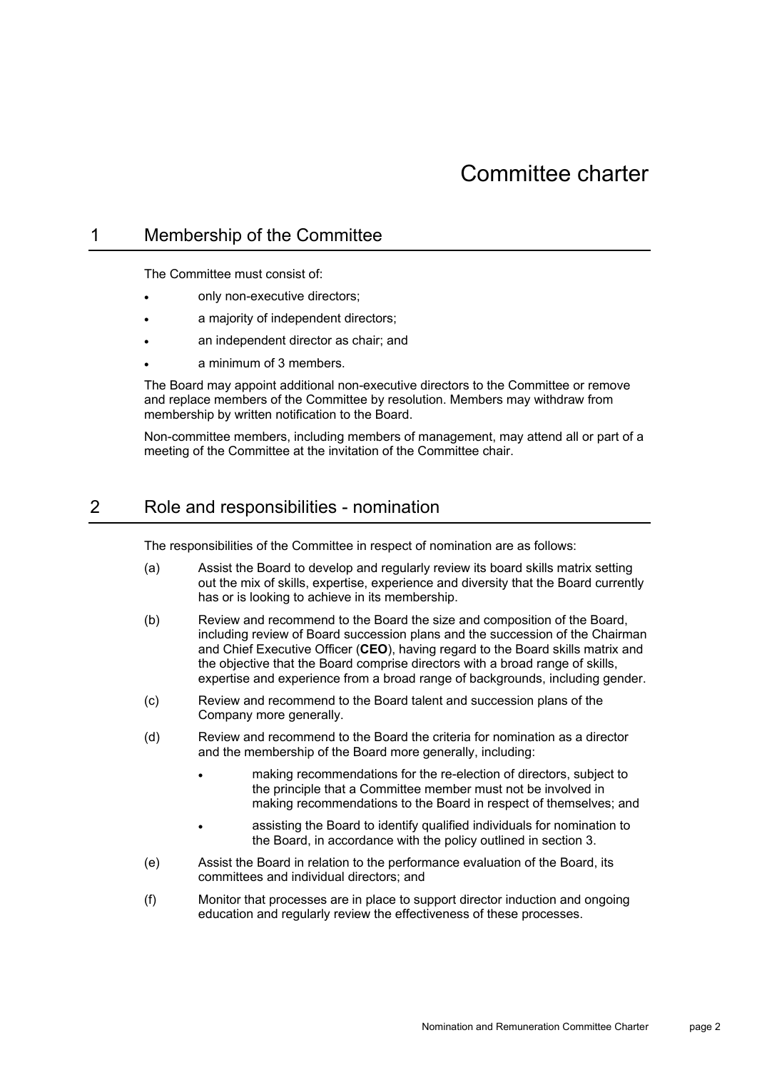# Committee charter

## 1 Membership of the Committee

The Committee must consist of:

- only non-executive directors;
- a majority of independent directors;
- an independent director as chair; and
- a minimum of 3 members.

The Board may appoint additional non-executive directors to the Committee or remove and replace members of the Committee by resolution. Members may withdraw from membership by written notification to the Board.

Non-committee members, including members of management, may attend all or part of a meeting of the Committee at the invitation of the Committee chair.

## 2 Role and responsibilities - nomination

The responsibilities of the Committee in respect of nomination are as follows:

(a) Assist the Board to develop and regularly review its board skills matrix setting out the mix of skills, expertise, experience and diversity that the Board currently has or is looking to achieve in its membership.

(b) Review and recommend to the Board the size and composition of the Board, including review of Board succession plans and the succession of the Chairman and Chief Executive Officer (**CEO**), having regard to the Board skills matrix and the objective that the Board comprise directors with a broad range of skills, expertise and experience from a broad range of backgrounds, including gender.

(c) Review and recommend to the Board talent and succession plans of the Company more generally.

(d) Review and recommend to the Board the criteria for nomination as a director and the membership of the Board more generally, including:

- making recommendations for the re-election of directors, subject to the principle that a Committee member must not be involved in making recommendations to the Board in respect of themselves; and
- assisting the Board to identify qualified individuals for nomination to the Board, in accordance with the policy outlined in section 3.

(e) Assist the Board in relation to the performance evaluation of the Board, its committees and individual directors; and

(f) Monitor that processes are in place to support director induction and ongoing education and regularly review the effectiveness of these processes.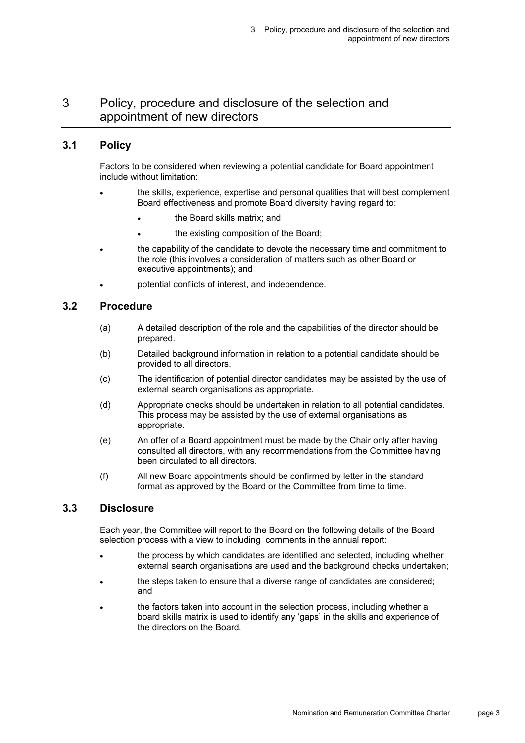# 3 Policy, procedure and disclosure of the selection and appointment of new directors

## 3.1 Policy

Factors to be considered when reviewing a potential candidate for Board appointment include without limitation:

- the skills, experience, expertise and personal qualities that will best complement Board effectiveness and promote Board diversity having regard to:
    - the Board skills matrix; and
    - the existing composition of the Board;
- the capability of the candidate to devote the necessary time and commitment to the role (this involves a consideration of matters such as other Board or executive appointments); and
- potential conflicts of interest, and independence.

## 3.2 Procedure

(a) A detailed description of the role and the capabilities of the director should be prepared.

(b) Detailed background information in relation to a potential candidate should be provided to all directors.

(c) The identification of potential director candidates may be assisted by the use of external search organisations as appropriate.

(d) Appropriate checks should be undertaken in relation to all potential candidates. This process may be assisted by the use of external organisations as appropriate.

(e) An offer of a Board appointment must be made by the Chair only after having consulted all directors, with any recommendations from the Committee having been circulated to all directors.

(f) All new Board appointments should be confirmed by letter in the standard format as approved by the Board or the Committee from time to time.

## 3.3 Disclosure

Each year, the Committee will report to the Board on the following details of the Board selection process with a view to including comments in the annual report:

- the process by which candidates are identified and selected, including whether external search organisations are used and the background checks undertaken;
- the steps taken to ensure that a diverse range of candidates are considered; and
- the factors taken into account in the selection process, including whether a board skills matrix is used to identify any 'gaps' in the skills and experience of the directors on the Board.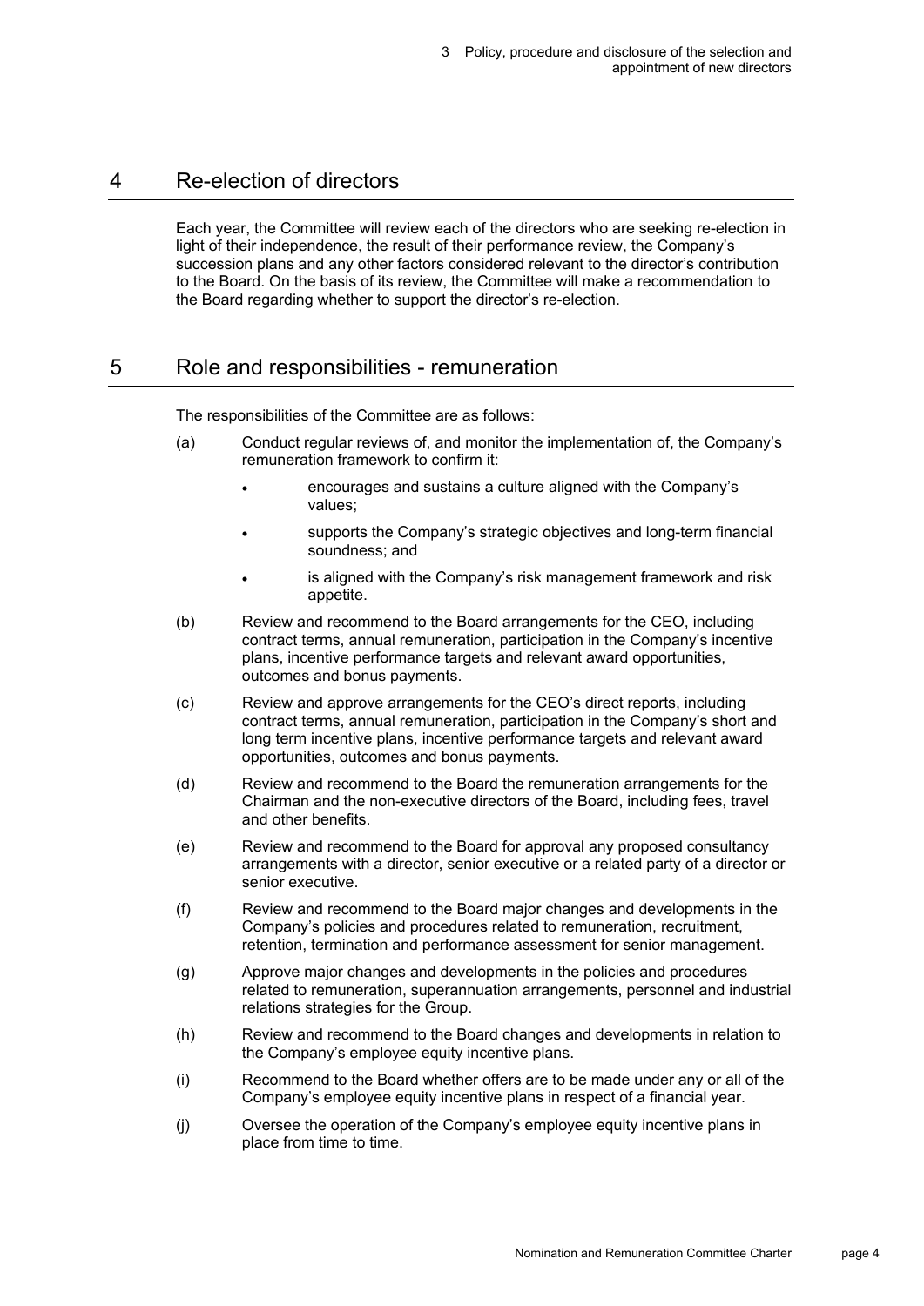## 4 Re-election of directors

Each year, the Committee will review each of the directors who are seeking re-election in light of their independence, the result of their performance review, the Company's succession plans and any other factors considered relevant to the director's contribution to the Board. On the basis of its review, the Committee will make a recommendation to the Board regarding whether to support the director's re-election.

## 5 Role and responsibilities - remuneration

The responsibilities of the Committee are as follows:

(a) Conduct regular reviews of, and monitor the implementation of, the Company's remuneration framework to confirm it:

- encourages and sustains a culture aligned with the Company's values;
- supports the Company's strategic objectives and long-term financial soundness; and
- is aligned with the Company's risk management framework and risk appetite.

(b) Review and recommend to the Board arrangements for the CEO, including contract terms, annual remuneration, participation in the Company's incentive plans, incentive performance targets and relevant award opportunities, outcomes and bonus payments.

(c) Review and approve arrangements for the CEO's direct reports, including contract terms, annual remuneration, participation in the Company's short and long term incentive plans, incentive performance targets and relevant award opportunities, outcomes and bonus payments.

(d) Review and recommend to the Board the remuneration arrangements for the Chairman and the non-executive directors of the Board, including fees, travel and other benefits.

(e) Review and recommend to the Board for approval any proposed consultancy arrangements with a director, senior executive or a related party of a director or senior executive.

(f) Review and recommend to the Board major changes and developments in the Company's policies and procedures related to remuneration, recruitment, retention, termination and performance assessment for senior management.

(g) Approve major changes and developments in the policies and procedures related to remuneration, superannuation arrangements, personnel and industrial relations strategies for the Group.

(h) Review and recommend to the Board changes and developments in relation to the Company's employee equity incentive plans.

(i) Recommend to the Board whether offers are to be made under any or all of the Company's employee equity incentive plans in respect of a financial year.

(j) Oversee the operation of the Company's employee equity incentive plans in place from time to time.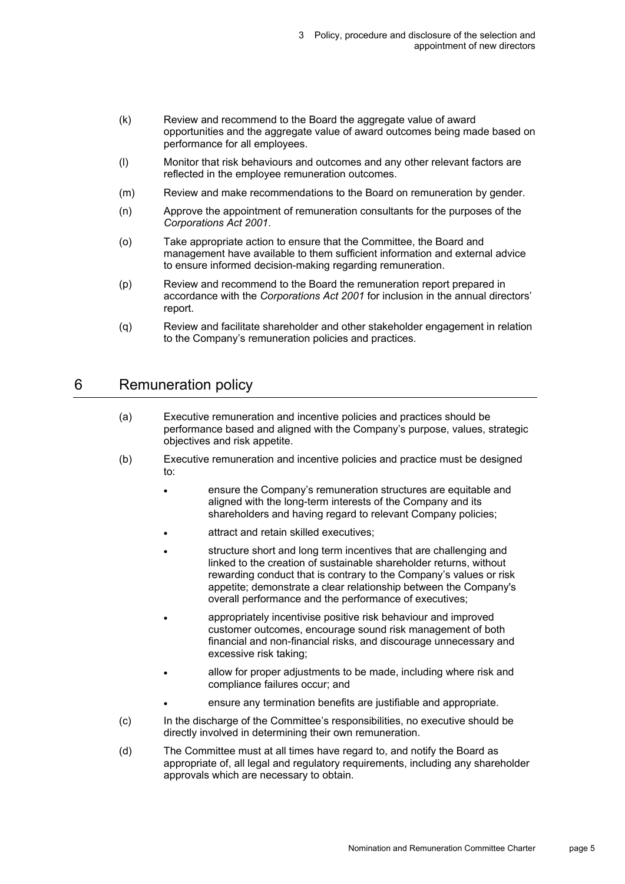(k) Review and recommend to the Board the aggregate value of award opportunities and the aggregate value of award outcomes being made based on performance for all employees.

(l) Monitor that risk behaviours and outcomes and any other relevant factors are reflected in the employee remuneration outcomes.

(m) Review and make recommendations to the Board on remuneration by gender.

(n) Approve the appointment of remuneration consultants for the purposes of the *Corporations Act 2001*.

(o) Take appropriate action to ensure that the Committee, the Board and management have available to them sufficient information and external advice to ensure informed decision-making regarding remuneration.

(p) Review and recommend to the Board the remuneration report prepared in accordance with the *Corporations Act 2001* for inclusion in the annual directors' report.

(q) Review and facilitate shareholder and other stakeholder engagement in relation to the Company's remuneration policies and practices.

## 6 Remuneration policy

(a) Executive remuneration and incentive policies and practices should be performance based and aligned with the Company's purpose, values, strategic objectives and risk appetite.

(b) Executive remuneration and incentive policies and practice must be designed to:

- ensure the Company's remuneration structures are equitable and aligned with the long-term interests of the Company and its shareholders and having regard to relevant Company policies;
- attract and retain skilled executives;
- structure short and long term incentives that are challenging and linked to the creation of sustainable shareholder returns, without rewarding conduct that is contrary to the Company's values or risk appetite; demonstrate a clear relationship between the Company's overall performance and the performance of executives;
- appropriately incentivise positive risk behaviour and improved customer outcomes, encourage sound risk management of both financial and non-financial risks, and discourage unnecessary and excessive risk taking;
- allow for proper adjustments to be made, including where risk and compliance failures occur; and
- ensure any termination benefits are justifiable and appropriate.

(c) In the discharge of the Committee's responsibilities, no executive should be directly involved in determining their own remuneration.

(d) The Committee must at all times have regard to, and notify the Board as appropriate of, all legal and regulatory requirements, including any shareholder approvals which are necessary to obtain.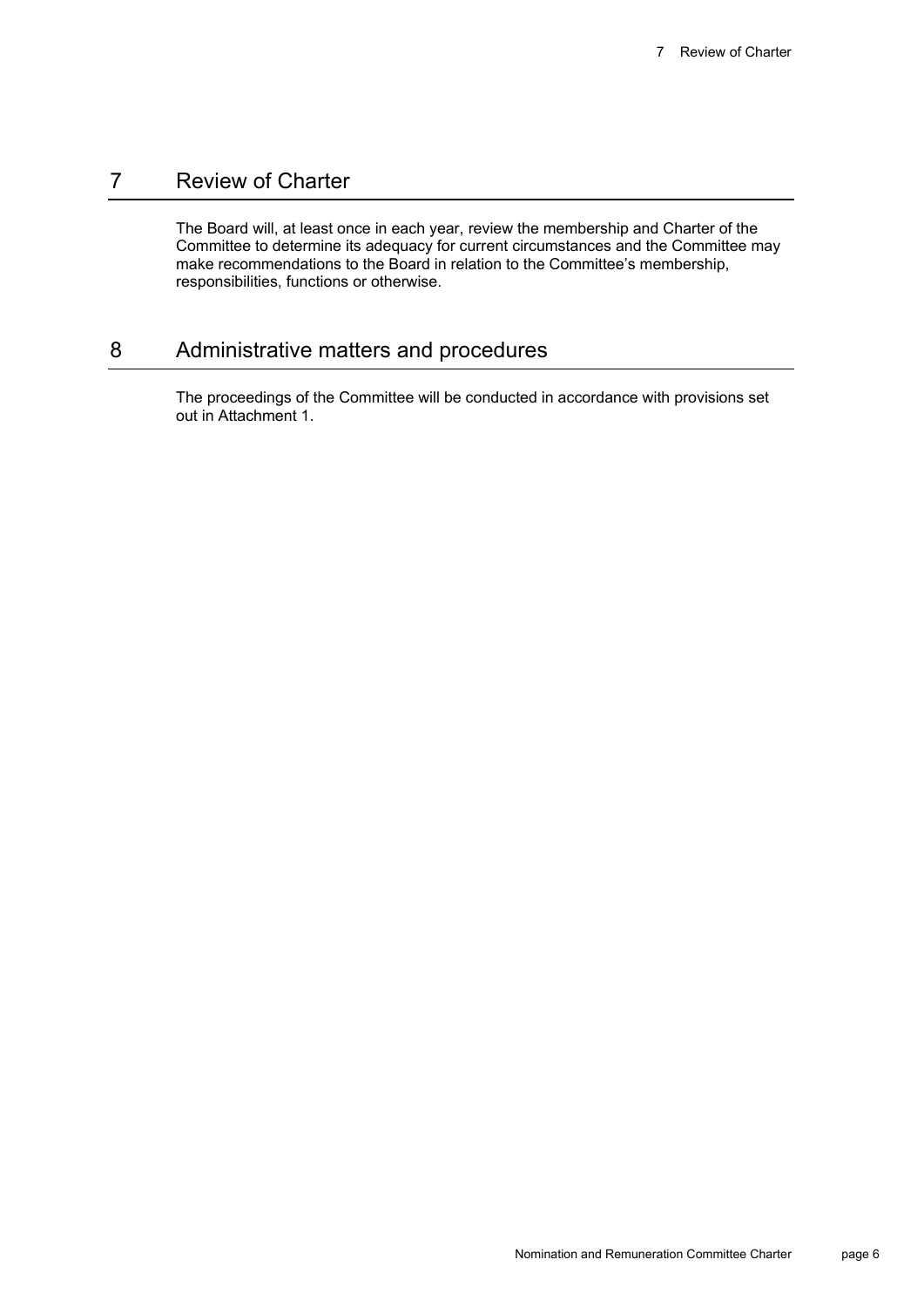## 7 Review of Charter

The Board will, at least once in each year, review the membership and Charter of the Committee to determine its adequacy for current circumstances and the Committee may make recommendations to the Board in relation to the Committee's membership, responsibilities, functions or otherwise.

## 8 Administrative matters and procedures

The proceedings of the Committee will be conducted in accordance with provisions set out in Attachment 1.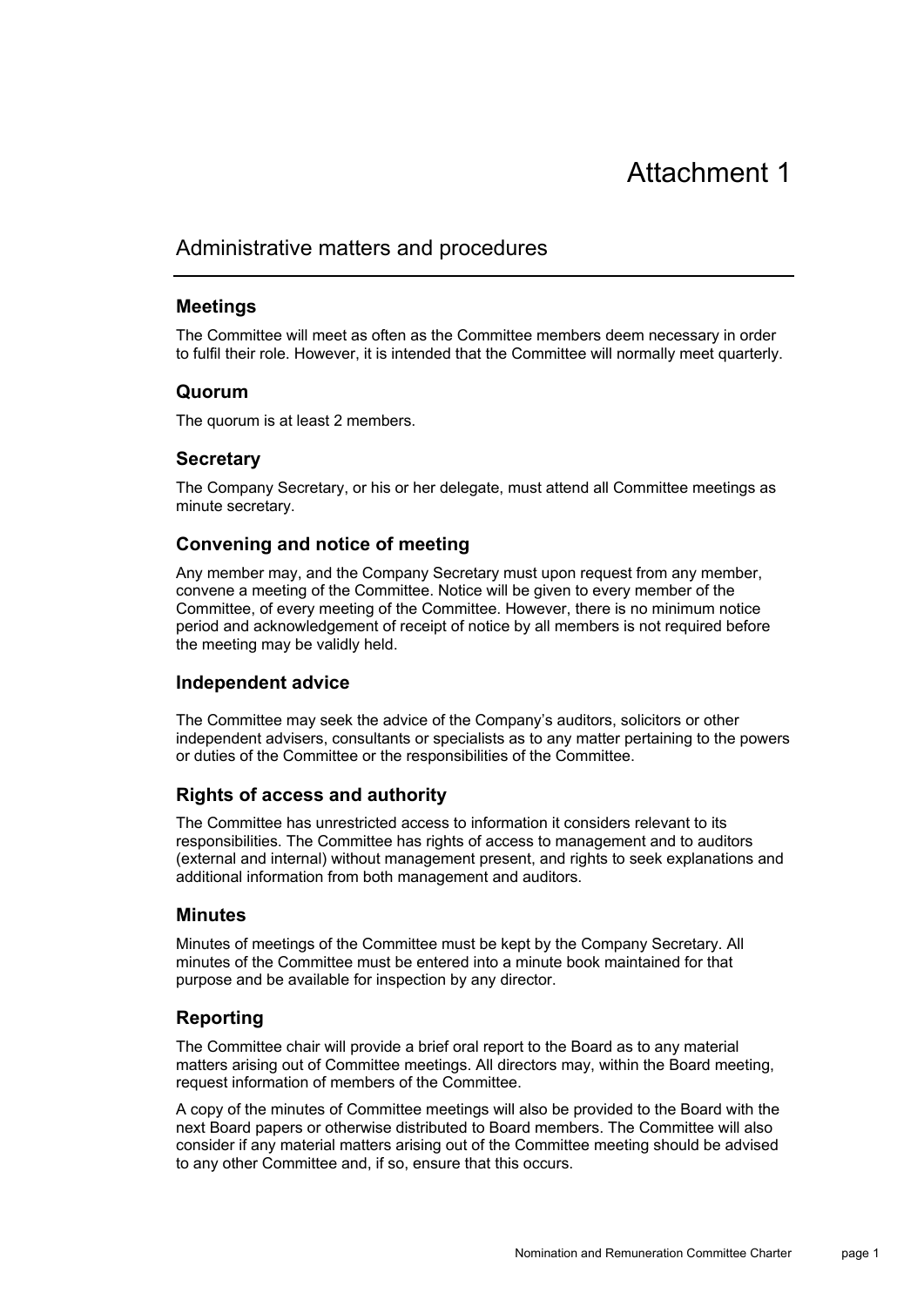# Attachment 1

## Administrative matters and procedures

### Meetings

The Committee will meet as often as the Committee members deem necessary in order to fulfil their role. However, it is intended that the Committee will normally meet quarterly.

### Quorum

The quorum is at least 2 members.

### Secretary

The Company Secretary, or his or her delegate, must attend all Committee meetings as minute secretary.

### Convening and notice of meeting

Any member may, and the Company Secretary must upon request from any member, convene a meeting of the Committee. Notice will be given to every member of the Committee, of every meeting of the Committee. However, there is no minimum notice period and acknowledgement of receipt of notice by all members is not required before the meeting may be validly held.

### Independent advice

The Committee may seek the advice of the Company's auditors, solicitors or other independent advisers, consultants or specialists as to any matter pertaining to the powers or duties of the Committee or the responsibilities of the Committee.

### Rights of access and authority

The Committee has unrestricted access to information it considers relevant to its responsibilities. The Committee has rights of access to management and to auditors (external and internal) without management present, and rights to seek explanations and additional information from both management and auditors.

### Minutes

Minutes of meetings of the Committee must be kept by the Company Secretary. All minutes of the Committee must be entered into a minute book maintained for that purpose and be available for inspection by any director.

### Reporting

The Committee chair will provide a brief oral report to the Board as to any material matters arising out of Committee meetings. All directors may, within the Board meeting, request information of members of the Committee.

A copy of the minutes of Committee meetings will also be provided to the Board with the next Board papers or otherwise distributed to Board members. The Committee will also consider if any material matters arising out of the Committee meeting should be advised to any other Committee and, if so, ensure that this occurs.